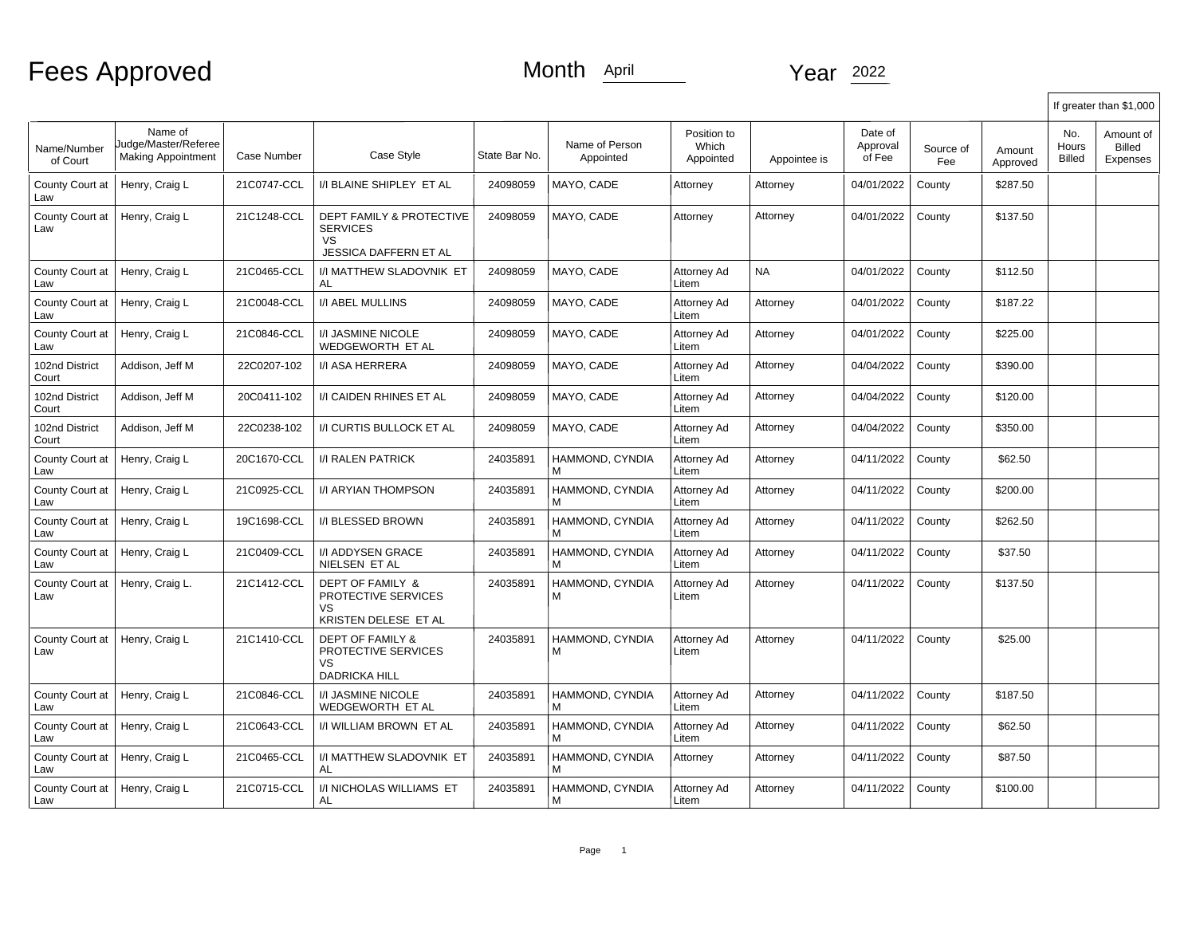# Fees Approved

Month April Year 2022

| Name/Number of Court | Name of Judge/Master/Referee Making Appointment | Case Number | Case Style | State Bar No. | Name of Person Appointed | Position to Which Appointed | Appointee is | Date of Approval of Fee | Source of Fee | Amount Approved | If greater than $1,000 No. Hours Billed | Amount of Billed Expenses |
|---|---|---|---|---|---|---|---|---|---|---|---|---|
| County Court at Law | Henry, Craig L | 21C0747-CCL | I/I BLAINE SHIPLEY ET AL | 24098059 | MAYO, CADE | Attorney | Attorney | 04/01/2022 | County | $287.50 | | |
| County Court at Law | Henry, Craig L | 21C1248-CCL | DEPT FAMILY & PROTECTIVE SERVICES VS JESSICA DAFFERN ET AL | 24098059 | MAYO, CADE | Attorney | Attorney | 04/01/2022 | County | $137.50 | | |
| County Court at Law | Henry, Craig L | 21C0465-CCL | I/I MATTHEW SLADOVNIK ET AL | 24098059 | MAYO, CADE | Attorney Ad Litem | NA | 04/01/2022 | County | $112.50 | | |
| County Court at Law | Henry, Craig L | 21C0048-CCL | I/I ABEL MULLINS | 24098059 | MAYO, CADE | Attorney Ad Litem | Attorney | 04/01/2022 | County | $187.22 | | |
| County Court at Law | Henry, Craig L | 21C0846-CCL | I/I JASMINE NICOLE WEDGEWORTH ET AL | 24098059 | MAYO, CADE | Attorney Ad Litem | Attorney | 04/01/2022 | County | $225.00 | | |
| 102nd District Court | Addison, Jeff M | 22C0207-102 | I/I ASA HERRERA | 24098059 | MAYO, CADE | Attorney Ad Litem | Attorney | 04/04/2022 | County | $390.00 | | |
| 102nd District Court | Addison, Jeff M | 20C0411-102 | I/I CAIDEN RHINES ET AL | 24098059 | MAYO, CADE | Attorney Ad Litem | Attorney | 04/04/2022 | County | $120.00 | | |
| 102nd District Court | Addison, Jeff M | 22C0238-102 | I/I CURTIS BULLOCK ET AL | 24098059 | MAYO, CADE | Attorney Ad Litem | Attorney | 04/04/2022 | County | $350.00 | | |
| County Court at Law | Henry, Craig L | 20C1670-CCL | I/I RALEN PATRICK | 24035891 | HAMMOND, CYNDIA M | Attorney Ad Litem | Attorney | 04/11/2022 | County | $62.50 | | |
| County Court at Law | Henry, Craig L | 21C0925-CCL | I/I ARYIAN THOMPSON | 24035891 | HAMMOND, CYNDIA M | Attorney Ad Litem | Attorney | 04/11/2022 | County | $200.00 | | |
| County Court at Law | Henry, Craig L | 19C1698-CCL | I/I BLESSED BROWN | 24035891 | HAMMOND, CYNDIA M | Attorney Ad Litem | Attorney | 04/11/2022 | County | $262.50 | | |
| County Court at Law | Henry, Craig L | 21C0409-CCL | I/I ADDYSEN GRACE NIELSEN ET AL | 24035891 | HAMMOND, CYNDIA M | Attorney Ad Litem | Attorney | 04/11/2022 | County | $37.50 | | |
| County Court at Law | Henry, Craig L. | 21C1412-CCL | DEPT OF FAMILY & PROTECTIVE SERVICES VS KRISTEN DELESE ET AL | 24035891 | HAMMOND, CYNDIA M | Attorney Ad Litem | Attorney | 04/11/2022 | County | $137.50 | | |
| County Court at Law | Henry, Craig L | 21C1410-CCL | DEPT OF FAMILY & PROTECTIVE SERVICES VS DADRICKA HILL | 24035891 | HAMMOND, CYNDIA M | Attorney Ad Litem | Attorney | 04/11/2022 | County | $25.00 | | |
| County Court at Law | Henry, Craig L | 21C0846-CCL | I/I JASMINE NICOLE WEDGEWORTH ET AL | 24035891 | HAMMOND, CYNDIA M | Attorney Ad Litem | Attorney | 04/11/2022 | County | $187.50 | | |
| County Court at Law | Henry, Craig L | 21C0643-CCL | I/I WILLIAM BROWN ET AL | 24035891 | HAMMOND, CYNDIA M | Attorney Ad Litem | Attorney | 04/11/2022 | County | $62.50 | | |
| County Court at Law | Henry, Craig L | 21C0465-CCL | I/I MATTHEW SLADOVNIK ET AL | 24035891 | HAMMOND, CYNDIA M | Attorney | Attorney | 04/11/2022 | County | $87.50 | | |
| County Court at Law | Henry, Craig L | 21C0715-CCL | I/I NICHOLAS WILLIAMS ET AL | 24035891 | HAMMOND, CYNDIA M | Attorney Ad Litem | Attorney | 04/11/2022 | County | $100.00 | | |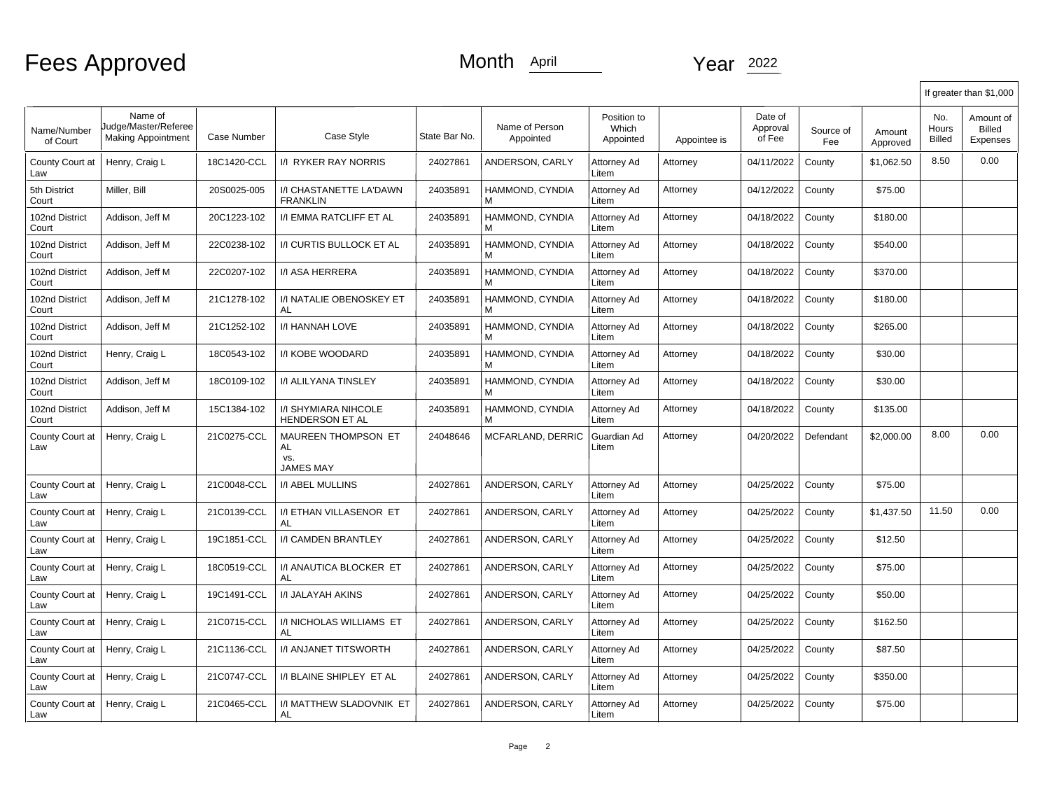# Fees Approved

Month April

Year 2022

| Name/Number of Court | Name of Judge/Master/Referee Making Appointment | Case Number | Case Style | State Bar No. | Name of Person Appointed | Position to Which Appointed | Appointee is | Date of Approval of Fee | Source of Fee | Amount Approved | If greater than $1,000 No. Hours Billed | If greater than $1,000 Amount of Billed Expenses |
|---|---|---|---|---|---|---|---|---|---|---|---|---|
| County Court at Law | Henry, Craig L | 18C1420-CCL | I/I RYKER RAY NORRIS | 24027861 | ANDERSON, CARLY | Attorney Ad Litem | Attorney | 04/11/2022 | County | $1,062.50 | 8.50 | 0.00 |
| 5th District Court | Miller, Bill | 20S0025-005 | I/I CHASTANETTE LA'DAWN FRANKLIN | 24035891 | HAMMOND, CYNDIA M | Attorney Ad Litem | Attorney | 04/12/2022 | County | $75.00 | | |
| 102nd District Court | Addison, Jeff M | 20C1223-102 | I/I EMMA RATCLIFF ET AL | 24035891 | HAMMOND, CYNDIA M | Attorney Ad Litem | Attorney | 04/18/2022 | County | $180.00 | | |
| 102nd District Court | Addison, Jeff M | 22C0238-102 | I/I CURTIS BULLOCK ET AL | 24035891 | HAMMOND, CYNDIA M | Attorney Ad Litem | Attorney | 04/18/2022 | County | $540.00 | | |
| 102nd District Court | Addison, Jeff M | 22C0207-102 | I/I ASA HERRERA | 24035891 | HAMMOND, CYNDIA M | Attorney Ad Litem | Attorney | 04/18/2022 | County | $370.00 | | |
| 102nd District Court | Addison, Jeff M | 21C1278-102 | I/I NATALIE OBENOSKEY ET AL | 24035891 | HAMMOND, CYNDIA M | Attorney Ad Litem | Attorney | 04/18/2022 | County | $180.00 | | |
| 102nd District Court | Addison, Jeff M | 21C1252-102 | I/I HANNAH LOVE | 24035891 | HAMMOND, CYNDIA M | Attorney Ad Litem | Attorney | 04/18/2022 | County | $265.00 | | |
| 102nd District Court | Henry, Craig L | 18C0543-102 | I/I KOBE WOODARD | 24035891 | HAMMOND, CYNDIA M | Attorney Ad Litem | Attorney | 04/18/2022 | County | $30.00 | | |
| 102nd District Court | Addison, Jeff M | 18C0109-102 | I/I ALILYANA TINSLEY | 24035891 | HAMMOND, CYNDIA M | Attorney Ad Litem | Attorney | 04/18/2022 | County | $30.00 | | |
| 102nd District Court | Addison, Jeff M | 15C1384-102 | I/I SHYMIARA NIHCOLE HENDERSON ET AL | 24035891 | HAMMOND, CYNDIA M | Attorney Ad Litem | Attorney | 04/18/2022 | County | $135.00 | | |
| County Court at Law | Henry, Craig L | 21C0275-CCL | MAUREEN THOMPSON ET AL vs. JAMES MAY | 24048646 | MCFARLAND, DERRIC | Guardian Ad Litem | Attorney | 04/20/2022 | Defendant | $2,000.00 | 8.00 | 0.00 |
| County Court at Law | Henry, Craig L | 21C0048-CCL | I/I ABEL MULLINS | 24027861 | ANDERSON, CARLY | Attorney Ad Litem | Attorney | 04/25/2022 | County | $75.00 | | |
| County Court at Law | Henry, Craig L | 21C0139-CCL | I/I ETHAN VILLASENOR ET AL | 24027861 | ANDERSON, CARLY | Attorney Ad Litem | Attorney | 04/25/2022 | County | $1,437.50 | 11.50 | 0.00 |
| County Court at Law | Henry, Craig L | 19C1851-CCL | I/I CAMDEN BRANTLEY | 24027861 | ANDERSON, CARLY | Attorney Ad Litem | Attorney | 04/25/2022 | County | $12.50 | | |
| County Court at Law | Henry, Craig L | 18C0519-CCL | I/I ANAUTICA BLOCKER ET AL | 24027861 | ANDERSON, CARLY | Attorney Ad Litem | Attorney | 04/25/2022 | County | $75.00 | | |
| County Court at Law | Henry, Craig L | 19C1491-CCL | I/I JALAYAH AKINS | 24027861 | ANDERSON, CARLY | Attorney Ad Litem | Attorney | 04/25/2022 | County | $50.00 | | |
| County Court at Law | Henry, Craig L | 21C0715-CCL | I/I NICHOLAS WILLIAMS ET AL | 24027861 | ANDERSON, CARLY | Attorney Ad Litem | Attorney | 04/25/2022 | County | $162.50 | | |
| County Court at Law | Henry, Craig L | 21C1136-CCL | I/I ANJANET TITSWORTH | 24027861 | ANDERSON, CARLY | Attorney Ad Litem | Attorney | 04/25/2022 | County | $87.50 | | |
| County Court at Law | Henry, Craig L | 21C0747-CCL | I/I BLAINE SHIPLEY ET AL | 24027861 | ANDERSON, CARLY | Attorney Ad Litem | Attorney | 04/25/2022 | County | $350.00 | | |
| County Court at Law | Henry, Craig L | 21C0465-CCL | I/I MATTHEW SLADOVNIK ET AL | 24027861 | ANDERSON, CARLY | Attorney Ad Litem | Attorney | 04/25/2022 | County | $75.00 | | |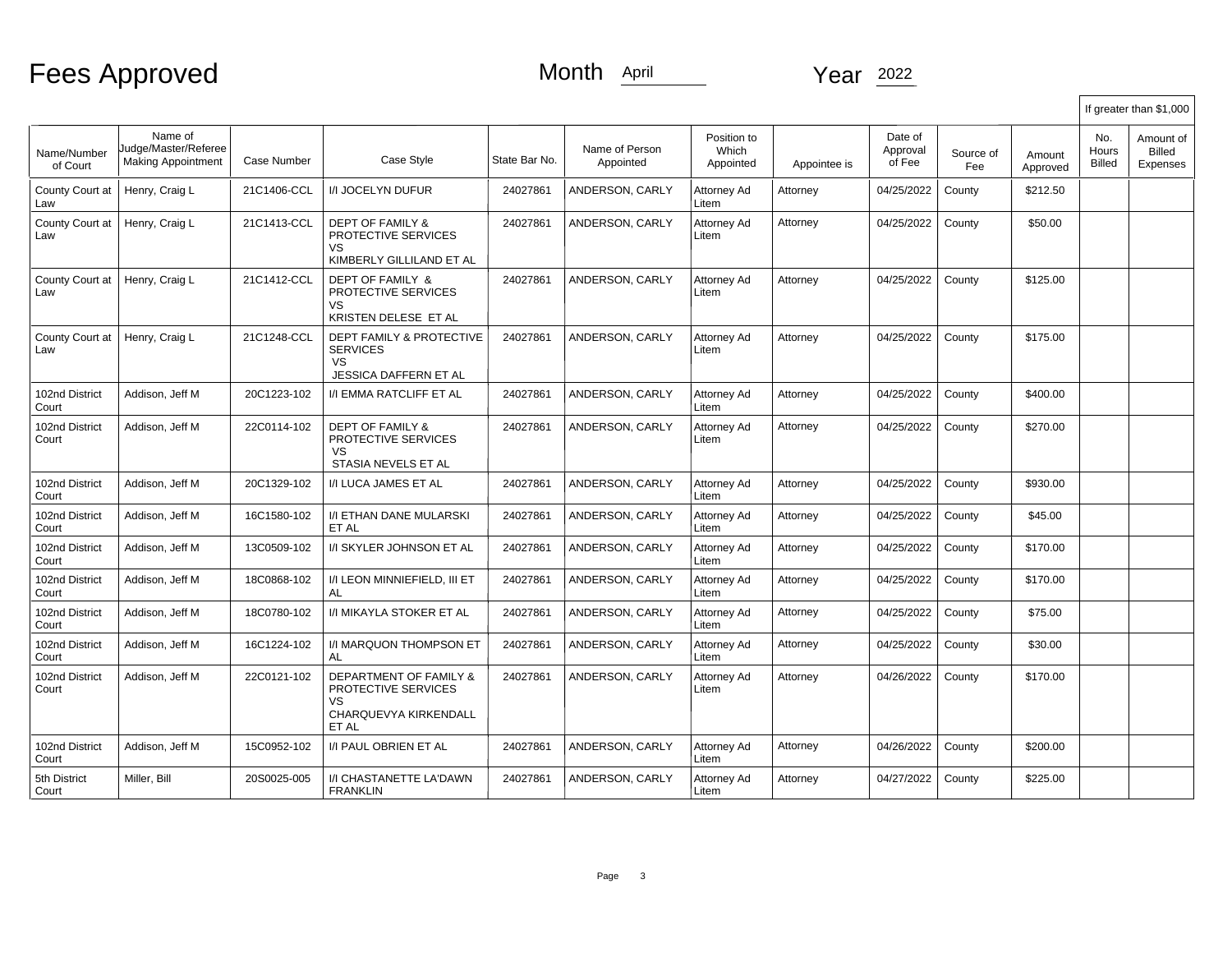# Fees Approved

Month April

Year 2022

| Name/Number of Court | Name of Judge/Master/Referee Making Appointment | Case Number | Case Style | State Bar No. | Name of Person Appointed | Position to Which Appointed | Appointee is | Date of Approval of Fee | Source of Fee | Amount Approved | If greater than $1,000 No. Hours Billed | Amount of Billed Expenses |
|---|---|---|---|---|---|---|---|---|---|---|---|---|
| County Court at Law | Henry, Craig L | 21C1406-CCL | I/I JOCELYN DUFUR | 24027861 | ANDERSON, CARLY | Attorney Ad Litem | Attorney | 04/25/2022 | County | $212.50 | | |
| County Court at Law | Henry, Craig L | 21C1413-CCL | DEPT OF FAMILY & PROTECTIVE SERVICES VS KIMBERLY GILLILAND ET AL | 24027861 | ANDERSON, CARLY | Attorney Ad Litem | Attorney | 04/25/2022 | County | $50.00 | | |
| County Court at Law | Henry, Craig L | 21C1412-CCL | DEPT OF FAMILY & PROTECTIVE SERVICES VS KRISTEN DELESE ET AL | 24027861 | ANDERSON, CARLY | Attorney Ad Litem | Attorney | 04/25/2022 | County | $125.00 | | |
| County Court at Law | Henry, Craig L | 21C1248-CCL | DEPT FAMILY & PROTECTIVE SERVICES VS JESSICA DAFFERN ET AL | 24027861 | ANDERSON, CARLY | Attorney Ad Litem | Attorney | 04/25/2022 | County | $175.00 | | |
| 102nd District Court | Addison, Jeff M | 20C1223-102 | I/I EMMA RATCLIFF ET AL | 24027861 | ANDERSON, CARLY | Attorney Ad Litem | Attorney | 04/25/2022 | County | $400.00 | | |
| 102nd District Court | Addison, Jeff M | 22C0114-102 | DEPT OF FAMILY & PROTECTIVE SERVICES VS STASIA NEVELS ET AL | 24027861 | ANDERSON, CARLY | Attorney Ad Litem | Attorney | 04/25/2022 | County | $270.00 | | |
| 102nd District Court | Addison, Jeff M | 20C1329-102 | I/I LUCA JAMES ET AL | 24027861 | ANDERSON, CARLY | Attorney Ad Litem | Attorney | 04/25/2022 | County | $930.00 | | |
| 102nd District Court | Addison, Jeff M | 16C1580-102 | I/I ETHAN DANE MULARSKI ET AL | 24027861 | ANDERSON, CARLY | Attorney Ad Litem | Attorney | 04/25/2022 | County | $45.00 | | |
| 102nd District Court | Addison, Jeff M | 13C0509-102 | I/I SKYLER JOHNSON ET AL | 24027861 | ANDERSON, CARLY | Attorney Ad Litem | Attorney | 04/25/2022 | County | $170.00 | | |
| 102nd District Court | Addison, Jeff M | 18C0868-102 | I/I LEON MINNIEFIELD, III ET AL | 24027861 | ANDERSON, CARLY | Attorney Ad Litem | Attorney | 04/25/2022 | County | $170.00 | | |
| 102nd District Court | Addison, Jeff M | 18C0780-102 | I/I MIKAYLA STOKER ET AL | 24027861 | ANDERSON, CARLY | Attorney Ad Litem | Attorney | 04/25/2022 | County | $75.00 | | |
| 102nd District Court | Addison, Jeff M | 16C1224-102 | I/I MARQUON THOMPSON ET AL | 24027861 | ANDERSON, CARLY | Attorney Ad Litem | Attorney | 04/25/2022 | County | $30.00 | | |
| 102nd District Court | Addison, Jeff M | 22C0121-102 | DEPARTMENT OF FAMILY & PROTECTIVE SERVICES VS CHARQUEVYA KIRKENDALL ET AL | 24027861 | ANDERSON, CARLY | Attorney Ad Litem | Attorney | 04/26/2022 | County | $170.00 | | |
| 102nd District Court | Addison, Jeff M | 15C0952-102 | I/I PAUL OBRIEN ET AL | 24027861 | ANDERSON, CARLY | Attorney Ad Litem | Attorney | 04/26/2022 | County | $200.00 | | |
| 5th District Court | Miller, Bill | 20S0025-005 | I/I CHASTANETTE LA'DAWN FRANKLIN | 24027861 | ANDERSON, CARLY | Attorney Ad Litem | Attorney | 04/27/2022 | County | $225.00 | | |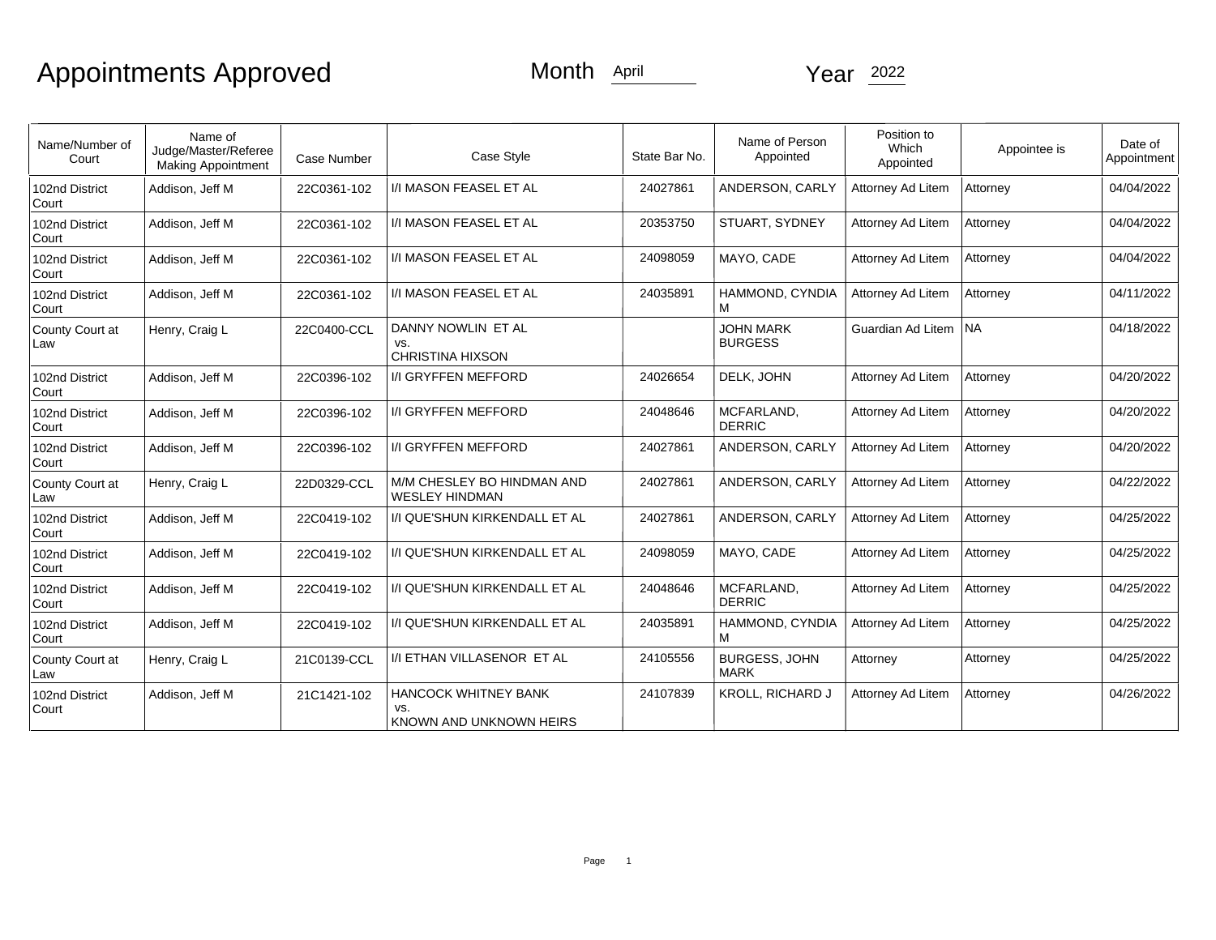# Appointments Approved

Month April

Year 2022

| Name/Number of Court | Name of Judge/Master/Referee Making Appointment | Case Number | Case Style | State Bar No. | Name of Person Appointed | Position to Which Appointed | Appointee is | Date of Appointment |
|---|---|---|---|---|---|---|---|---|
| 102nd District Court | Addison, Jeff M | 22C0361-102 | I/I MASON FEASEL ET AL | 24027861 | ANDERSON, CARLY | Attorney Ad Litem | Attorney | 04/04/2022 |
| 102nd District Court | Addison, Jeff M | 22C0361-102 | I/I MASON FEASEL ET AL | 20353750 | STUART, SYDNEY | Attorney Ad Litem | Attorney | 04/04/2022 |
| 102nd District Court | Addison, Jeff M | 22C0361-102 | I/I MASON FEASEL ET AL | 24098059 | MAYO, CADE | Attorney Ad Litem | Attorney | 04/04/2022 |
| 102nd District Court | Addison, Jeff M | 22C0361-102 | I/I MASON FEASEL ET AL | 24035891 | HAMMOND, CYNDIA M | Attorney Ad Litem | Attorney | 04/11/2022 |
| County Court at Law | Henry, Craig L | 22C0400-CCL | DANNY NOWLIN ET AL vs. CHRISTINA HIXSON | | JOHN MARK BURGESS | Guardian Ad Litem | NA | 04/18/2022 |
| 102nd District Court | Addison, Jeff M | 22C0396-102 | I/I GRYFFEN MEFFORD | 24026654 | DELK, JOHN | Attorney Ad Litem | Attorney | 04/20/2022 |
| 102nd District Court | Addison, Jeff M | 22C0396-102 | I/I GRYFFEN MEFFORD | 24048646 | MCFARLAND, DERRIC | Attorney Ad Litem | Attorney | 04/20/2022 |
| 102nd District Court | Addison, Jeff M | 22C0396-102 | I/I GRYFFEN MEFFORD | 24027861 | ANDERSON, CARLY | Attorney Ad Litem | Attorney | 04/20/2022 |
| County Court at Law | Henry, Craig L | 22D0329-CCL | M/M CHESLEY BO HINDMAN AND WESLEY HINDMAN | 24027861 | ANDERSON, CARLY | Attorney Ad Litem | Attorney | 04/22/2022 |
| 102nd District Court | Addison, Jeff M | 22C0419-102 | I/I QUE'SHUN KIRKENDALL ET AL | 24027861 | ANDERSON, CARLY | Attorney Ad Litem | Attorney | 04/25/2022 |
| 102nd District Court | Addison, Jeff M | 22C0419-102 | I/I QUE'SHUN KIRKENDALL ET AL | 24098059 | MAYO, CADE | Attorney Ad Litem | Attorney | 04/25/2022 |
| 102nd District Court | Addison, Jeff M | 22C0419-102 | I/I QUE'SHUN KIRKENDALL ET AL | 24048646 | MCFARLAND, DERRIC | Attorney Ad Litem | Attorney | 04/25/2022 |
| 102nd District Court | Addison, Jeff M | 22C0419-102 | I/I QUE'SHUN KIRKENDALL ET AL | 24035891 | HAMMOND, CYNDIA M | Attorney Ad Litem | Attorney | 04/25/2022 |
| County Court at Law | Henry, Craig L | 21C0139-CCL | I/I ETHAN VILLASENOR ET AL | 24105556 | BURGESS, JOHN MARK | Attorney | Attorney | 04/25/2022 |
| 102nd District Court | Addison, Jeff M | 21C1421-102 | HANCOCK WHITNEY BANK vs. KNOWN AND UNKNOWN HEIRS | 24107839 | KROLL, RICHARD J | Attorney Ad Litem | Attorney | 04/26/2022 |